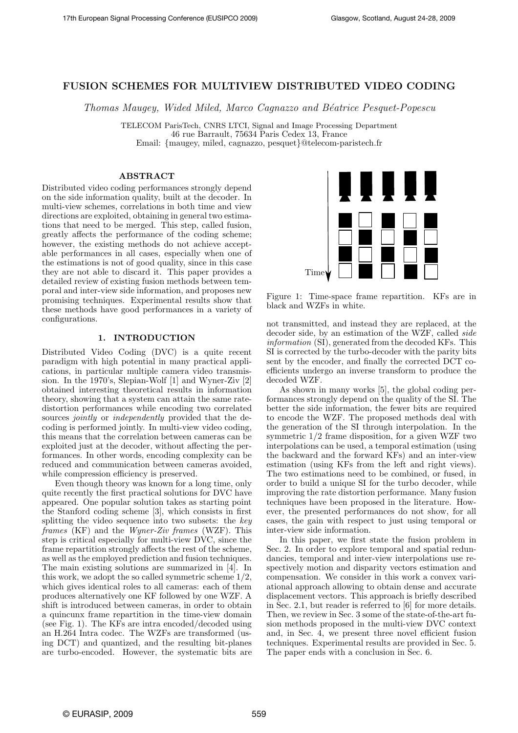# FUSION SCHEMES FOR MULTIVIEW DISTRIBUTED VIDEO CODING

*Thomas Maugey, Wided Miled, Marco Cagnazzo and Béatrice Pesquet-Popescu*

TELECOM ParisTech, CNRS LTCI, Signal and Image Processing Department
46 rue Barrault, 75634 Paris Cedex 13, France
Email: {maugey, miled, cagnazzo, pesquet}@telecom-paristech.fr

## ABSTRACT

Distributed video coding performances strongly depend on the side information quality, built at the decoder. In multi-view schemes, correlations in both time and view directions are exploited, obtaining in general two estimations that need to be merged. This step, called fusion, greatly affects the performance of the coding scheme; however, the existing methods do not achieve acceptable performances in all cases, especially when one of the estimations is not of good quality, since in this case they are not able to discard it. This paper provides a detailed review of existing fusion methods between temporal and inter-view side information, and proposes new promising techniques. Experimental results show that these methods have good performances in a variety of configurations.

## 1. INTRODUCTION

Distributed Video Coding (DVC) is a quite recent paradigm with high potential in many practical applications, in particular multiple camera video transmission. In the 1970's, Slepian-Wolf [1] and Wyner-Ziv [2] obtained interesting theoretical results in information theory, showing that a system can attain the same rate-distortion performances while encoding two correlated sources *jointly* or *independently* provided that the decoding is performed jointly. In multi-view video coding, this means that the correlation between cameras can be exploited just at the decoder, without affecting the performances. In other words, encoding complexity can be reduced and communication between cameras avoided, while compression efficiency is preserved.

Even though theory was known for a long time, only quite recently the first practical solutions for DVC have appeared. One popular solution takes as starting point the Stanford coding scheme [3], which consists in first splitting the video sequence into two subsets: the *key frames* (KF) and the *Wyner-Ziv frames* (WZF). This step is critical especially for multi-view DVC, since the frame repartition strongly affects the rest of the scheme, as well as the employed prediction and fusion techniques. The main existing solutions are summarized in [4]. In this work, we adopt the so called symmetric scheme 1/2, which gives identical roles to all cameras: each of them produces alternatively one KF followed by one WZF. A shift is introduced between cameras, in order to obtain a quincunx frame repartition in the time-view domain (see Fig. 1). The KFs are intra encoded/decoded using an H.264 Intra codec. The WZFs are transformed (using DCT) and quantized, and the resulting bit-planes are turbo-encoded. However, the systematic bits are not transmitted, and instead they are replaced, at the decoder side, by an estimation of the WZF, called *side information* (SI), generated from the decoded KFs. This SI is corrected by the turbo-decoder with the parity bits sent by the encoder, and finally the corrected DCT coefficients undergo an inverse transform to produce the decoded WZF.

Figure 1: Time-space frame repartition. KFs are in black and WZFs in white.

As shown in many works [5], the global coding performances strongly depend on the quality of the SI. The better the side information, the fewer bits are required to encode the WZF. The proposed methods deal with the generation of the SI through interpolation. In the symmetric 1/2 frame disposition, for a given WZF two interpolations can be used, a temporal estimation (using the backward and the forward KFs) and an inter-view estimation (using KFs from the left and right views). The two estimations need to be combined, or fused, in order to build a unique SI for the turbo decoder, while improving the rate distortion performance. Many fusion techniques have been proposed in the literature. However, the presented performances do not show, for all cases, the gain with respect to just using temporal or inter-view side information.

In this paper, we first state the fusion problem in Sec. 2. In order to explore temporal and spatial redundancies, temporal and inter-view interpolations use respectively motion and disparity vectors estimation and compensation. We consider in this work a convex variational approach allowing to obtain dense and accurate displacement vectors. This approach is briefly described in Sec. 2.1, but reader is referred to [6] for more details. Then, we review in Sec. 3 some of the state-of-the-art fusion methods proposed in the multi-view DVC context and, in Sec. 4, we present three novel efficient fusion techniques. Experimental results are provided in Sec. 5. The paper ends with a conclusion in Sec. 6.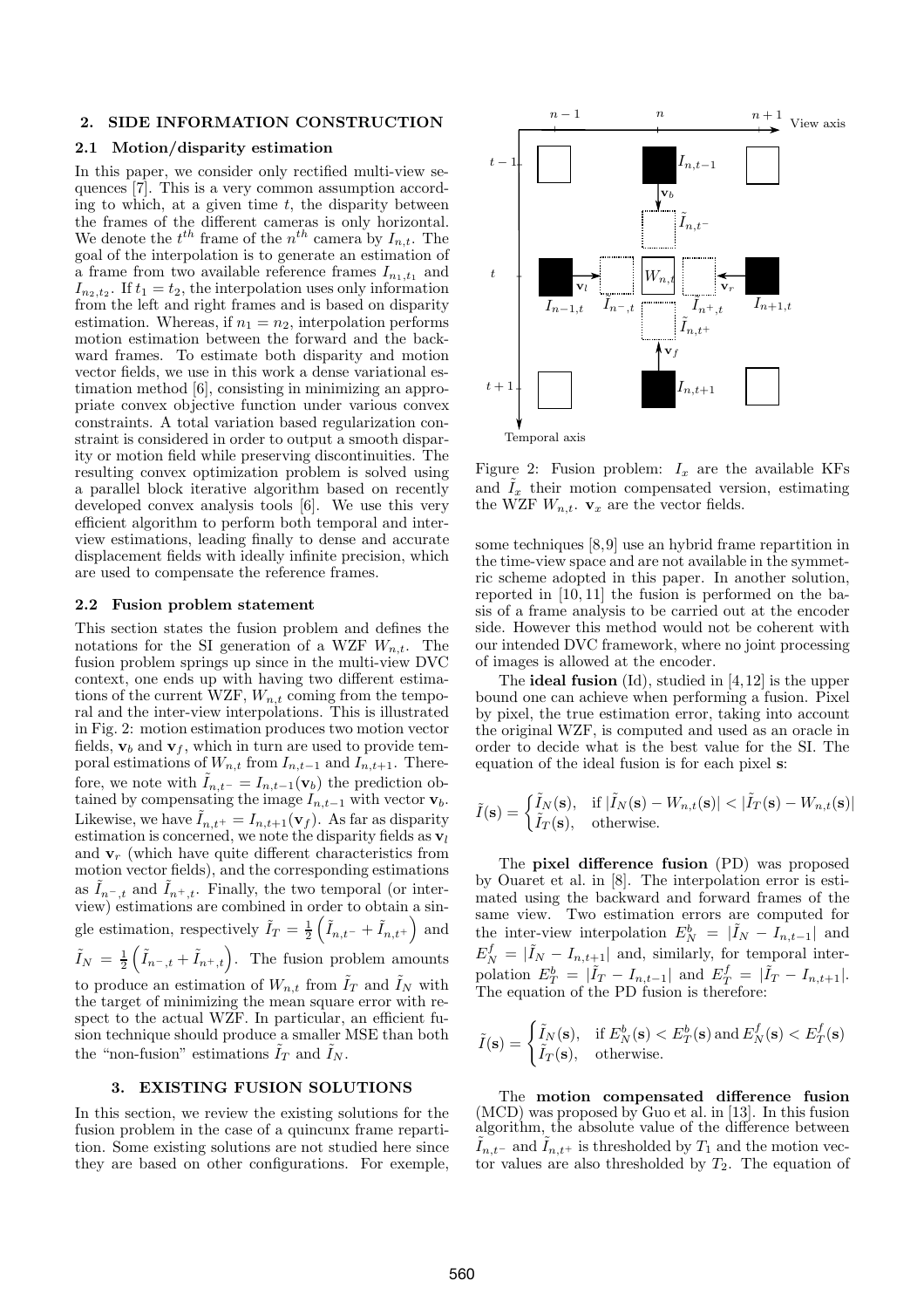## 2. SIDE INFORMATION CONSTRUCTION

### 2.1 Motion/disparity estimation

In this paper, we consider only rectified multi-view sequences [7]. This is a very common assumption according to which, at a given time $t$, the disparity between the frames of the different cameras is only horizontal. We denote the $t^{th}$ frame of the $n^{th}$ camera by $I_{n,t}$. The goal of the interpolation is to generate an estimation of a frame from two available reference frames $I_{n_1,t_1}$ and $I_{n_2,t_2}$. If $t_1 = t_2$, the interpolation uses only information from the left and right frames and is based on disparity estimation. Whereas, if $n_1 = n_2$, interpolation performs motion estimation between the forward and the backward frames. To estimate both disparity and motion vector fields, we use in this work a dense variational estimation method [6], consisting in minimizing an appropriate convex objective function under various convex constraints. A total variation based regularization constraint is considered in order to output a smooth disparity or motion field while preserving discontinuities. The resulting convex optimization problem is solved using a parallel block iterative algorithm based on recently developed convex analysis tools [6]. We use this very efficient algorithm to perform both temporal and inter-view estimations, leading finally to dense and accurate displacement fields with ideally infinite precision, which are used to compensate the reference frames.

### 2.2 Fusion problem statement

This section states the fusion problem and defines the notations for the SI generation of a WZF $W_{n,t}$. The fusion problem springs up since in the multi-view DVC context, one ends up with having two different estimations of the current WZF, $W_{n,t}$ coming from the temporal and the inter-view interpolations. This is illustrated in Fig. 2: motion estimation produces two motion vector fields, $\mathbf{v}_b$ and $\mathbf{v}_f$, which in turn are used to provide temporal estimations of $W_{n,t}$ from $I_{n,t-1}$ and $I_{n,t+1}$. Therefore, we note with $\tilde{I}_{n,t^-} = I_{n,t-1}(\mathbf{v}_b)$ the prediction obtained by compensating the image $I_{n,t-1}$ with vector $\mathbf{v}_b$. Likewise, we have $\tilde{I}_{n,t^+} = I_{n,t+1}(\mathbf{v}_f)$. As far as disparity estimation is concerned, we note the disparity fields as $\mathbf{v}_l$ and $\mathbf{v}_r$ (which have quite different characteristics from motion vector fields), and the corresponding estimations as $\tilde{I}_{n^-,t}$ and $\tilde{I}_{n^+,t}$. Finally, the two temporal (or inter-view) estimations are combined in order to obtain a single estimation, respectively $\tilde{I}_T = \frac{1}{2}\left(\tilde{I}_{n,t^-} + \tilde{I}_{n,t^+}\right)$ and $\tilde{I}_N = \frac{1}{2}\left(\tilde{I}_{n^-,t} + \tilde{I}_{n^+,t}\right)$. The fusion problem amounts to produce an estimation of $W_{n,t}$ from $\tilde{I}_T$ and $\tilde{I}_N$ with the target of minimizing the mean square error with respect to the actual WZF. In particular, an efficient fusion technique should produce a smaller MSE than both the "non-fusion" estimations $\tilde{I}_T$ and $\tilde{I}_N$.

Figure 2: Fusion problem: $I_x$ are the available KFs and $\tilde{I}_x$ their motion compensated version, estimating the WZF $W_{n,t}$. $\mathbf{v}_x$ are the vector fields.

## 3. EXISTING FUSION SOLUTIONS

In this section, we review the existing solutions for the fusion problem in the case of a quincunx frame repartition. Some existing solutions are not studied here since they are based on other configurations. For exemple, some techniques [8,9] use an hybrid frame repartition in the time-view space and are not available in the symmetric scheme adopted in this paper. In another solution, reported in [10, 11] the fusion is performed on the basis of a frame analysis to be carried out at the encoder side. However this method would not be coherent with our intended DVC framework, where no joint processing of images is allowed at the encoder.

The **ideal fusion** (Id), studied in [4,12] is the upper bound one can achieve when performing a fusion. Pixel by pixel, the true estimation error, taking into account the original WZF, is computed and used as an oracle in order to decide what is the best value for the SI. The equation of the ideal fusion is for each pixel $\mathbf{s}$:

$$\tilde{I}(\mathbf{s}) = \begin{cases} \tilde{I}_N(\mathbf{s}), & \text{if } |\tilde{I}_N(\mathbf{s}) - W_{n,t}(\mathbf{s})| < |\tilde{I}_T(\mathbf{s}) - W_{n,t}(\mathbf{s})| \\ \tilde{I}_T(\mathbf{s}), & \text{otherwise.} \end{cases}$$

The **pixel difference fusion** (PD) was proposed by Ouaret et al. in [8]. The interpolation error is estimated using the backward and forward frames of the same view. Two estimation errors are computed for the inter-view interpolation $E_N^b = |\tilde{I}_N - I_{n,t-1}|$ and $E_N^f = |\tilde{I}_N - I_{n,t+1}|$ and, similarly, for temporal interpolation $E_T^b = |\tilde{I}_T - I_{n,t-1}|$ and $E_T^f = |\tilde{I}_T - I_{n,t+1}|$. The equation of the PD fusion is therefore:

$$\tilde{I}(\mathbf{s}) = \begin{cases} \tilde{I}_N(\mathbf{s}), & \text{if } E_N^b(\mathbf{s}) < E_T^b(\mathbf{s}) \text{ and } E_N^f(\mathbf{s}) < E_T^f(\mathbf{s}) \\ \tilde{I}_T(\mathbf{s}), & \text{otherwise.} \end{cases}$$

The **motion compensated difference fusion** (MCD) was proposed by Guo et al. in [13]. In this fusion algorithm, the absolute value of the difference between $\tilde{I}_{n,t^-}$ and $\tilde{I}_{n,t^+}$ is thresholded by $T_1$ and the motion vector values are also thresholded by $T_2$. The equation of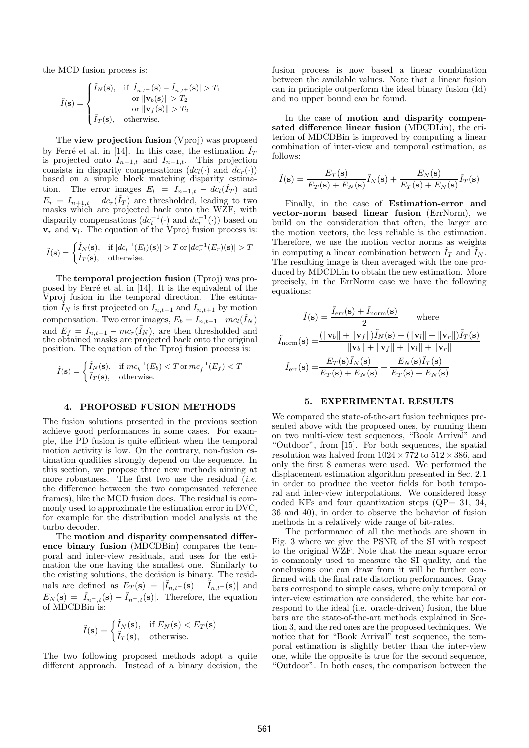the MCD fusion process is:

$$\tilde{I}(\mathbf{s}) = \begin{cases} \tilde{I}_N(\mathbf{s}), & \text{if } |\tilde{I}_{n,t^-}(\mathbf{s}) - \tilde{I}_{n,t^+}(\mathbf{s})| > T_1 \\ & \text{or } \|\mathbf{v}_b(\mathbf{s})\| > T_2 \\ & \text{or } \|\mathbf{v}_f(\mathbf{s})\| > T_2 \\ \tilde{I}_T(\mathbf{s}), & \text{otherwise.} \end{cases}$$

The **view projection fusion** (Vproj) was proposed by Ferré et al. in [14]. In this case, the estimation $\tilde{I}_T$ is projected onto $I_{n-1,t}$ and $I_{n+1,t}$. This projection consists in disparity compensations ($dc_l(\cdot)$ and $dc_r(\cdot)$) based on a simple block matching disparity estimation. The error images $E_l = I_{n-1,t} - dc_l(\tilde{I}_T)$ and $E_r = I_{n+1,t} - dc_r(\tilde{I}_T)$ are thresholded, leading to two masks which are projected back onto the WZF, with disparity compensations ($dc_l^{-1}(\cdot)$ and $dc_r^{-1}(\cdot)$) based on $\mathbf{v}_r$ and $\mathbf{v}_l$. The equation of the Vproj fusion process is:

$$\tilde{I}(\mathbf{s}) = \begin{cases} \tilde{I}_N(\mathbf{s}), & \text{if } |dc_l^{-1}(E_l)(\mathbf{s})| > T \text{ or } |dc_r^{-1}(E_r)(\mathbf{s})| > T \\ \tilde{I}_T(\mathbf{s}), & \text{otherwise.} \end{cases}$$

The **temporal projection fusion** (Tproj) was proposed by Ferré et al. in [14]. It is the equivalent of the Vproj fusion in the temporal direction. The estimation $\tilde{I}_N$ is first projected on $I_{n,t-1}$ and $I_{n,t+1}$ by motion compensation. Two error images, $E_b = I_{n,t-1} - mc_l(\tilde{I}_N)$ and $E_f = I_{n,t+1} - mc_r(\tilde{I}_N)$, are then thresholded and the obtained masks are projected back onto the original position. The equation of the Tproj fusion process is:

$$\tilde{I}(\mathbf{s}) = \begin{cases} \tilde{I}_N(\mathbf{s}), & \text{if } mc_b^{-1}(E_b) < T \text{ or } mc_f^{-1}(E_f) < T \\ \tilde{I}_T(\mathbf{s}), & \text{otherwise.} \end{cases}$$

## 4. PROPOSED FUSION METHODS

The fusion solutions presented in the previous section achieve good performances in some cases. For example, the PD fusion is quite efficient when the temporal motion activity is low. On the contrary, non-fusion estimation qualities strongly depend on the sequence. In this section, we propose three new methods aiming at more robustness. The first two use the residual (*i.e.* the difference between the two compensated reference frames), like the MCD fusion does. The residual is commonly used to approximate the estimation error in DVC, for example for the distribution model analysis at the turbo decoder.

The **motion and disparity compensated difference binary fusion** (MDCDBin) compares the temporal and inter-view residuals, and uses for the estimation the one having the smallest one. Similarly to the existing solutions, the decision is binary. The residuals are defined as $E_T(\mathbf{s}) = |\tilde{I}_{n,t^-}(\mathbf{s}) - \tilde{I}_{n,t^+}(\mathbf{s})|$ and $E_N(\mathbf{s}) = |\tilde{I}_{n^-,t}(\mathbf{s}) - \tilde{I}_{n^+,t}(\mathbf{s})|$. Therefore, the equation of MDCDBin is:

$$\tilde{I}(\mathbf{s}) = \begin{cases} \tilde{I}_N(\mathbf{s}), & \text{if } E_N(\mathbf{s}) < E_T(\mathbf{s}) \\ \tilde{I}_T(\mathbf{s}), & \text{otherwise.} \end{cases}$$

The two following proposed methods adopt a quite different approach. Instead of a binary decision, the fusion process is now based a linear combination between the available values. Note that a linear fusion can in principle outperform the ideal binary fusion (Id) and no upper bound can be found.

In the case of **motion and disparity compensated difference linear fusion** (MDCDLin), the criterion of MDCDBin is improved by computing a linear combination of inter-view and temporal estimation, as follows:

$$\tilde{I}(\mathbf{s}) = \frac{E_T(\mathbf{s})}{E_T(\mathbf{s}) + E_N(\mathbf{s})}\tilde{I}_N(\mathbf{s}) + \frac{E_N(\mathbf{s})}{E_T(\mathbf{s}) + E_N(\mathbf{s})}\tilde{I}_T(\mathbf{s})$$

Finally, in the case of **Estimation-error and vector-norm based linear fusion** (ErrNorm), we build on the consideration that often, the larger are the motion vectors, the less reliable is the estimation. Therefore, we use the motion vector norms as weights in computing a linear combination between $\tilde{I}_T$ and $\tilde{I}_N$. The resulting image is then averaged with the one produced by MDCDLin to obtain the new estimation. More precisely, in the ErrNorm case we have the following equations:

$$\tilde{I}(\mathbf{s}) = \frac{\tilde{I}_{\text{err}}(\mathbf{s}) + \tilde{I}_{\text{norm}}(\mathbf{s})}{2} \qquad \text{where}$$

$$\tilde{I}_{\text{norm}}(\mathbf{s}) = \frac{(\|\mathbf{v}_b\| + \|\mathbf{v}_f\|)\tilde{I}_N(\mathbf{s}) + (\|\mathbf{v}_l\| + \|\mathbf{v}_r\|)\tilde{I}_T(\mathbf{s})}{\|\mathbf{v}_b\| + \|\mathbf{v}_f\| + \|\mathbf{v}_l\| + \|\mathbf{v}_r\|}$$

$$\tilde{I}_{\text{err}}(\mathbf{s}) = \frac{E_T(\mathbf{s})\tilde{I}_N(\mathbf{s})}{E_T(\mathbf{s}) + E_N(\mathbf{s})} + \frac{E_N(\mathbf{s})\tilde{I}_T(\mathbf{s})}{E_T(\mathbf{s}) + E_N(\mathbf{s})}$$

## 5. EXPERIMENTAL RESULTS

We compared the state-of-the-art fusion techniques presented above with the proposed ones, by running them on two multi-view test sequences, "Book Arrival" and "Outdoor", from [15]. For both sequences, the spatial resolution was halved from $1024 \times 772$ to $512 \times 386$, and only the first 8 cameras were used. We performed the displacement estimation algorithm presented in Sec. 2.1 in order to produce the vector fields for both temporal and inter-view interpolations. We considered lossy coded KFs and four quantization steps (QP= 31, 34, 36 and 40), in order to observe the behavior of fusion methods in a relatively wide range of bit-rates.

The performance of all the methods are shown in Fig. 3 where we give the PSNR of the SI with respect to the original WZF. Note that the mean square error is commonly used to measure the SI quality, and the conclusions one can draw from it will be further confirmed with the final rate distortion performances. Gray bars correspond to simple cases, where only temporal or inter-view estimation are considered, the white bar correspond to the ideal (i.e. oracle-driven) fusion, the blue bars are the state-of-the-art methods explained in Section 3, and the red ones are the proposed techniques. We notice that for "Book Arrival" test sequence, the temporal estimation is slightly better than the inter-view one, while the opposite is true for the second sequence, "Outdoor". In both cases, the comparison between the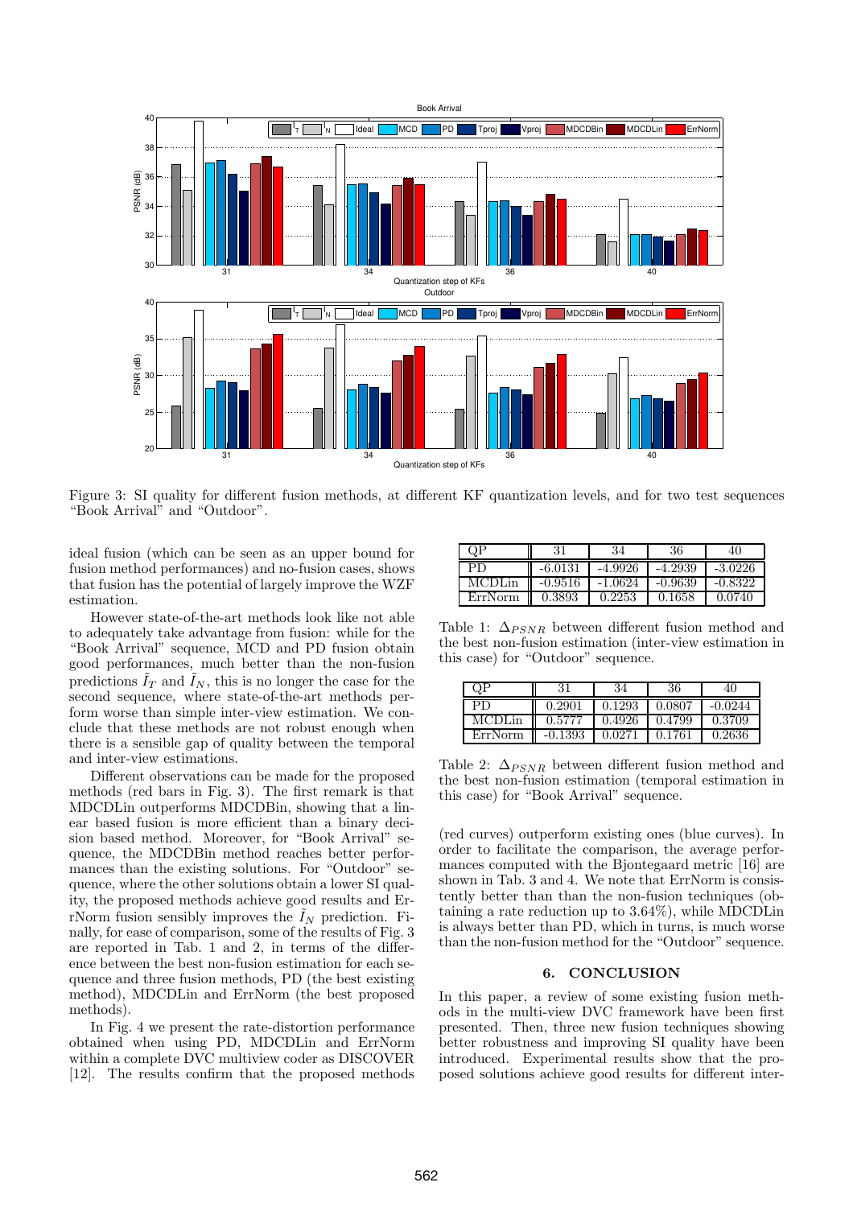Figure 3: SI quality for different fusion methods, at different KF quantization levels, and for two test sequences "Book Arrival" and "Outdoor".

ideal fusion (which can be seen as an upper bound for fusion method performances) and no-fusion cases, shows that fusion has the potential of largely improve the WZF estimation.

However state-of-the-art methods look like not able to adequately take advantage from fusion: while for the "Book Arrival" sequence, MCD and PD fusion obtain good performances, much better than the non-fusion predictions $\tilde{I}_T$ and $\tilde{I}_N$, this is no longer the case for the second sequence, where state-of-the-art methods perform worse than simple inter-view estimation. We conclude that these methods are not robust enough when there is a sensible gap of quality between the temporal and inter-view estimations.

Different observations can be made for the proposed methods (red bars in Fig. 3). The first remark is that MDCDLin outperforms MDCDBin, showing that a linear based fusion is more efficient than a binary decision based method. Moreover, for "Book Arrival" sequence, the MDCDBin method reaches better performances than the existing solutions. For "Outdoor" sequence, where the other solutions obtain a lower SI quality, the proposed methods achieve good results and ErrNorm fusion sensibly improves the $\tilde{I}_N$ prediction. Finally, for ease of comparison, some of the results of Fig. 3 are reported in Tab. 1 and 2, in terms of the difference between the best non-fusion estimation for each sequence and three fusion methods, PD (the best existing method), MDCDLin and ErrNorm (the best proposed methods).

In Fig. 4 we present the rate-distortion performance obtained when using PD, MDCDLin and ErrNorm within a complete DVC multiview coder as DISCOVER [12]. The results confirm that the proposed methods

| QP | 31 | 34 | 36 | 40 |
|---|---|---|---|---|
| PD | -6.0131 | -4.9926 | -4.2939 | -3.0226 |
| MCDLin | -0.9516 | -1.0624 | -0.9639 | -0.8322 |
| ErrNorm | 0.3893 | 0.2253 | 0.1658 | 0.0740 |

Table 1: $\Delta_{PSNR}$ between different fusion method and the best non-fusion estimation (inter-view estimation in this case) for "Outdoor" sequence.

| QP | 31 | 34 | 36 | 40 |
|---|---|---|---|---|
| PD | 0.2901 | 0.1293 | 0.0807 | -0.0244 |
| MCDLin | 0.5777 | 0.4926 | 0.4799 | 0.3709 |
| ErrNorm | -0.1393 | 0.0271 | 0.1761 | 0.2636 |

Table 2: $\Delta_{PSNR}$ between different fusion method and the best non-fusion estimation (temporal estimation in this case) for "Book Arrival" sequence.

(red curves) outperform existing ones (blue curves). In order to facilitate the comparison, the average performances computed with the Bjontegaard metric [16] are shown in Tab. 3 and 4. We note that ErrNorm is consistently better than than the non-fusion techniques (obtaining a rate reduction up to 3.64%), while MDCDLin is always better than PD, which in turns, is much worse than the non-fusion method for the "Outdoor" sequence.

## 6. CONCLUSION

In this paper, a review of some existing fusion methods in the multi-view DVC framework have been first presented. Then, three new fusion techniques showing better robustness and improving SI quality have been introduced. Experimental results show that the proposed solutions achieve good results for different inter-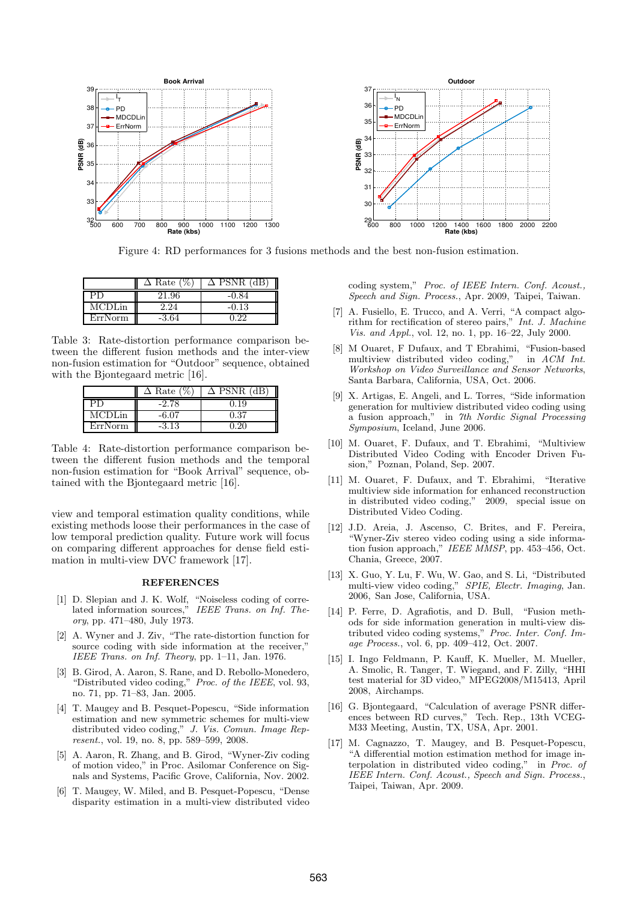Book Arrival

39
38
37
36
35
34
33
32
500 600 700 800 900 1000 1100 1200 1300
Rate (kbs)
PSNR (dB)

$I_T$
PD
MDCDLin
ErrNorm

Outdoor

37
36
35
34
33
32
31
30
29
600 800 1000 1200 1400 1600 1800 2000 2200
Rate (kbs)
PSNR (dB)

$I_N$
PD
MDCDLin
ErrNorm

Figure 4: RD performances for 3 fusions methods and the best non-fusion estimation.

| | Δ Rate (%) | Δ PSNR (dB) |
|---|---|---|
| PD | 21.96 | -0.84 |
| MCDLin | 2.24 | -0.13 |
| ErrNorm | -3.64 | 0.22 |

Table 3: Rate-distortion performance comparison between the different fusion methods and the inter-view non-fusion estimation for "Outdoor" sequence, obtained with the Bjontegaard metric [16].

| | Δ Rate (%) | Δ PSNR (dB) |
|---|---|---|
| PD | -2.78 | 0.19 |
| MCDLin | -6.07 | 0.37 |
| ErrNorm | -3.13 | 0.20 |

Table 4: Rate-distortion performance comparison between the different fusion methods and the temporal non-fusion estimation for "Book Arrival" sequence, obtained with the Bjontegaard metric [16].

view and temporal estimation quality conditions, while existing methods loose their performances in the case of low temporal prediction quality. Future work will focus on comparing different approaches for dense field estimation in multi-view DVC framework [17].

## REFERENCES

[1] D. Slepian and J. K. Wolf, "Noiseless coding of correlated information sources," *IEEE Trans. on Inf. Theory*, pp. 471–480, July 1973.

[2] A. Wyner and J. Ziv, "The rate-distortion function for source coding with side information at the receiver," *IEEE Trans. on Inf. Theory*, pp. 1–11, Jan. 1976.

[3] B. Girod, A. Aaron, S. Rane, and D. Rebollo-Monedero, "Distributed video coding," *Proc. of the IEEE*, vol. 93, no. 71, pp. 71–83, Jan. 2005.

[4] T. Maugey and B. Pesquet-Popescu, "Side information estimation and new symmetric schemes for multi-view distributed video coding," *J. Vis. Comun. Image Represent.*, vol. 19, no. 8, pp. 589–599, 2008.

[5] A. Aaron, R. Zhang, and B. Girod, "Wyner-Ziv coding of motion video," in Proc. Asilomar Conference on Signals and Systems, Pacific Grove, California, Nov. 2002.

[6] T. Maugey, W. Miled, and B. Pesquet-Popescu, "Dense disparity estimation in a multi-view distributed video coding system," *Proc. of IEEE Intern. Conf. Acoust., Speech and Sign. Process.*, Apr. 2009, Taipei, Taiwan.

[7] A. Fusiello, E. Trucco, and A. Verri, "A compact algorithm for rectification of stereo pairs," *Int. J. Machine Vis. and Appl.*, vol. 12, no. 1, pp. 16–22, July 2000.

[8] M Ouaret, F Dufaux, and T Ebrahimi, "Fusion-based multiview distributed video coding," in *ACM Int. Workshop on Video Surveillance and Sensor Networks*, Santa Barbara, California, USA, Oct. 2006.

[9] X. Artigas, E. Angeli, and L. Torres, "Side information generation for multiview distributed video coding using a fusion approach," in *7th Nordic Signal Processing Symposium*, Iceland, June 2006.

[10] M. Ouaret, F. Dufaux, and T. Ebrahimi, "Multiview Distributed Video Coding with Encoder Driven Fusion," Poznan, Poland, Sep. 2007.

[11] M. Ouaret, F. Dufaux, and T. Ebrahimi, "Iterative multiview side information for enhanced reconstruction in distributed video coding," 2009, special issue on Distributed Video Coding.

[12] J.D. Areia, J. Ascenso, C. Brites, and F. Pereira, "Wyner-Ziv stereo video coding using a side information fusion approach," *IEEE MMSP*, pp. 453–456, Oct. Chania, Greece, 2007.

[13] X. Guo, Y. Lu, F. Wu, W. Gao, and S. Li, "Distributed multi-view video coding," *SPIE, Electr. Imaging*, Jan. 2006, San Jose, California, USA.

[14] P. Ferre, D. Agrafiotis, and D. Bull, "Fusion methods for side information generation in multi-view distributed video coding systems," *Proc. Inter. Conf. Image Process.*, vol. 6, pp. 409–412, Oct. 2007.

[15] I. Ingo Feldmann, P. Kauff, K. Mueller, M. Mueller, A. Smolic, R. Tanger, T. Wiegand, and F. Zilly, "HHI test material for 3D video," MPEG2008/M15413, April 2008, Airchamps.

[16] G. Bjontegaard, "Calculation of average PSNR differences between RD curves," Tech. Rep., 13th VCEG-M33 Meeting, Austin, TX, USA, Apr. 2001.

[17] M. Cagnazzo, T. Maugey, and B. Pesquet-Popescu, "A differential motion estimation method for image interpolation in distributed video coding," in *Proc. of IEEE Intern. Conf. Acoust., Speech and Sign. Process.*, Taipei, Taiwan, Apr. 2009.